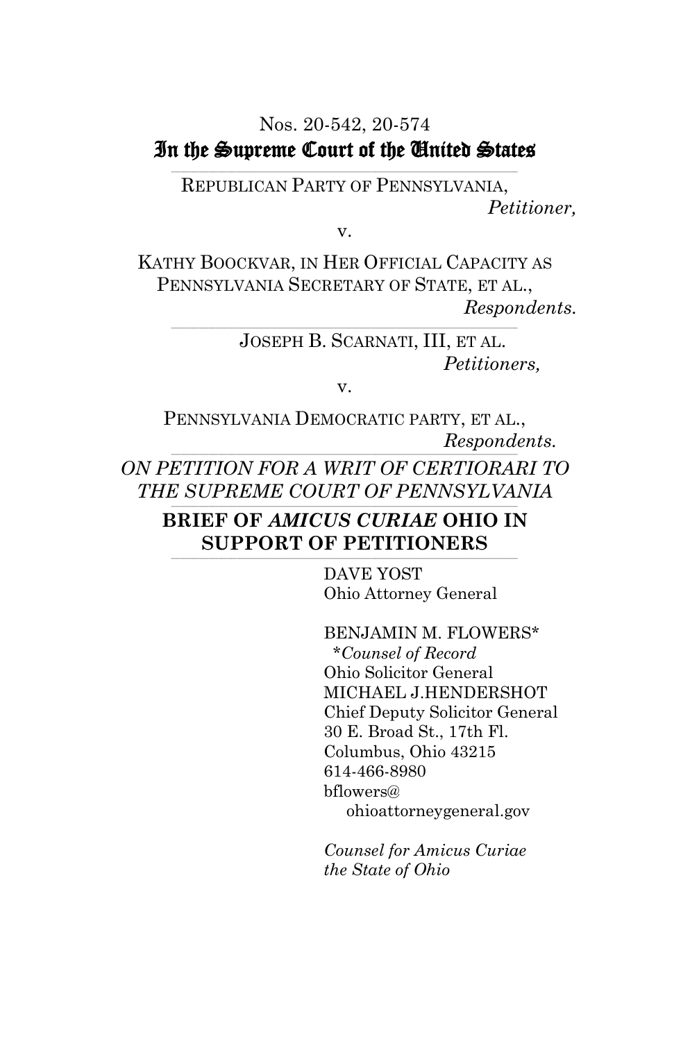Nos. 20-542, 20-574

# In the Supreme Court of the United States

REPUBLICAN PARTY OF PENNSYLVANIA,
*Petitioner,*

v.

KATHY BOOCKVAR, IN HER OFFICIAL CAPACITY AS PENNSYLVANIA SECRETARY OF STATE, ET AL.,
*Respondents.*

---

JOSEPH B. SCARNATI, III, ET AL.
*Petitioners,*

v.

PENNSYLVANIA DEMOCRATIC PARTY, ET AL.,
*Respondents.*

---

*ON PETITION FOR A WRIT OF CERTIORARI TO THE SUPREME COURT OF PENNSYLVANIA*

---

**BRIEF OF *AMICUS CURIAE* OHIO IN SUPPORT OF PETITIONERS**

---

DAVE YOST
Ohio Attorney General

BENJAMIN M. FLOWERS*
*\*Counsel of Record*
Ohio Solicitor General
MICHAEL J.HENDERSHOT
Chief Deputy Solicitor General
30 E. Broad St., 17th Fl.
Columbus, Ohio 43215
614-466-8980
bflowers@ohioattorneygeneral.gov

*Counsel for Amicus Curiae the State of Ohio*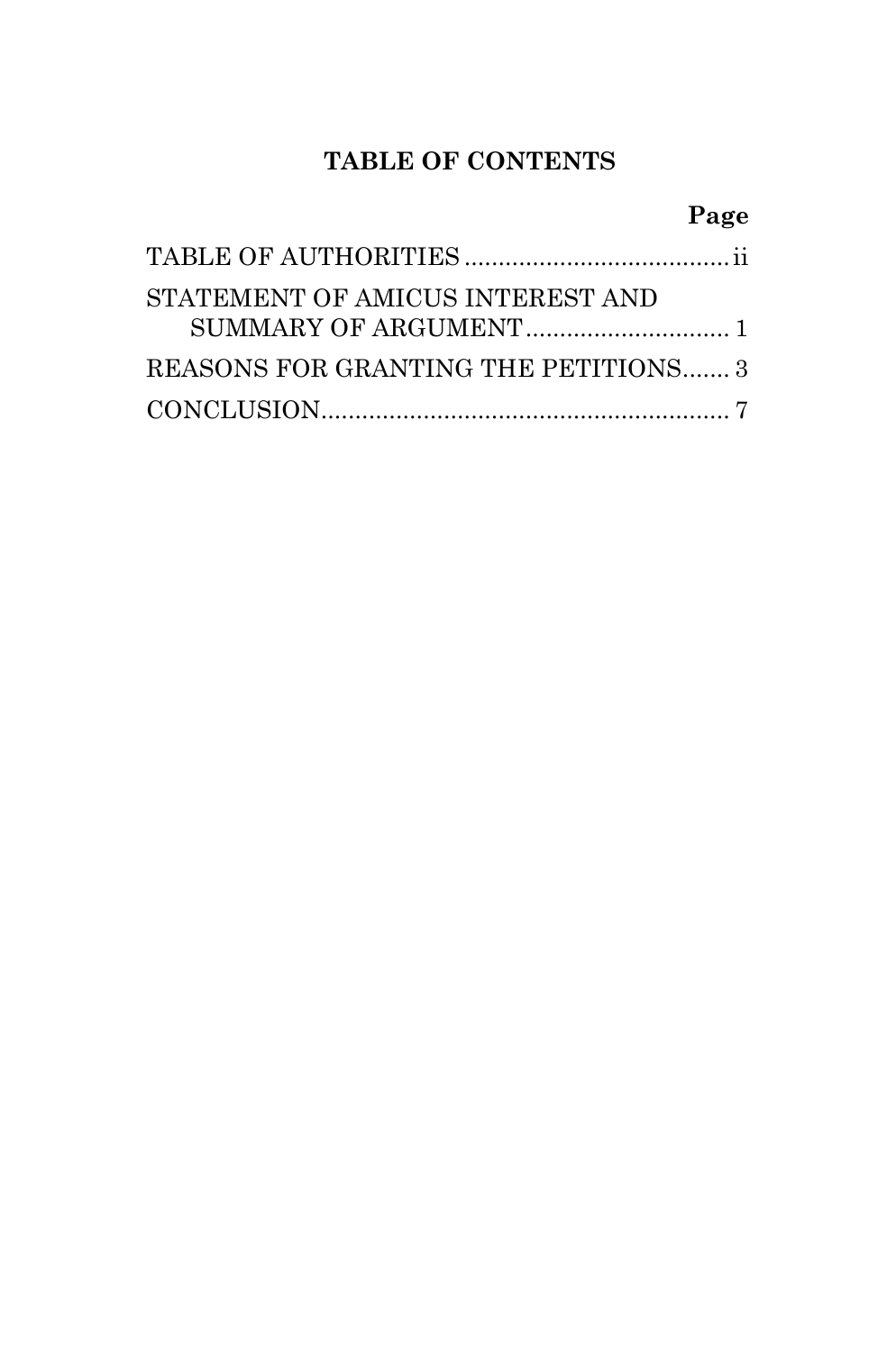# TABLE OF CONTENTS

| | Page |
|---|---|
| TABLE OF AUTHORITIES | ii |
| STATEMENT OF AMICUS INTEREST AND SUMMARY OF ARGUMENT | 1 |
| REASONS FOR GRANTING THE PETITIONS | 3 |
| CONCLUSION | 7 |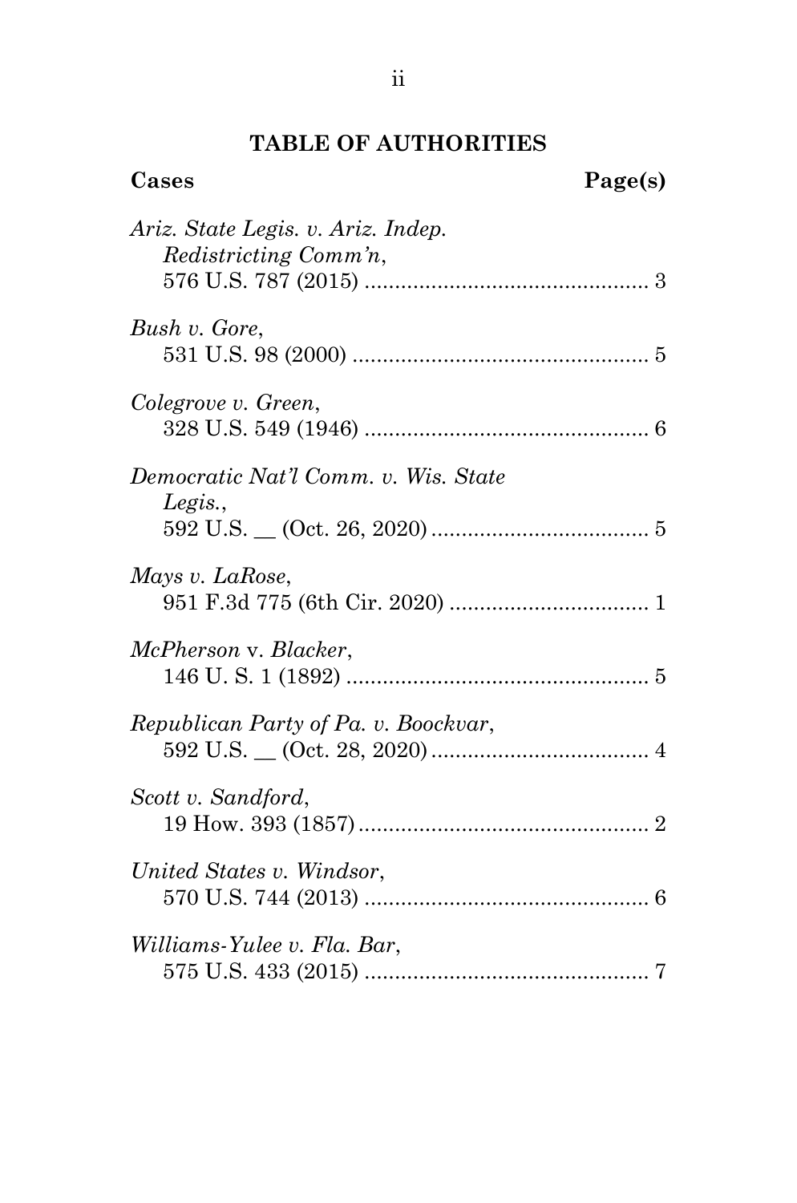## TABLE OF AUTHORITIES

**Cases** **Page(s)**

*Ariz. State Legis. v. Ariz. Indep. Redistricting Comm'n*, 576 U.S. 787 (2015) .............................................. 3

*Bush v. Gore*, 531 U.S. 98 (2000) ................................................ 5

*Colegrove v. Green*, 328 U.S. 549 (1946) .............................................. 6

*Democratic Nat'l Comm. v. Wis. State Legis.*, 592 U.S. __ (Oct. 26, 2020) .................................... 5

*Mays v. LaRose*, 951 F.3d 775 (6th Cir. 2020) ................................ 1

*McPherson* v. *Blacker*, 146 U. S. 1 (1892) .................................................. 5

*Republican Party of Pa. v. Boockvar*, 592 U.S. __ (Oct. 28, 2020) .................................... 4

*Scott v. Sandford*, 19 How. 393 (1857) ................................................ 2

*United States v. Windsor*, 570 U.S. 744 (2013) .............................................. 6

*Williams-Yulee v. Fla. Bar*, 575 U.S. 433 (2015) .............................................. 7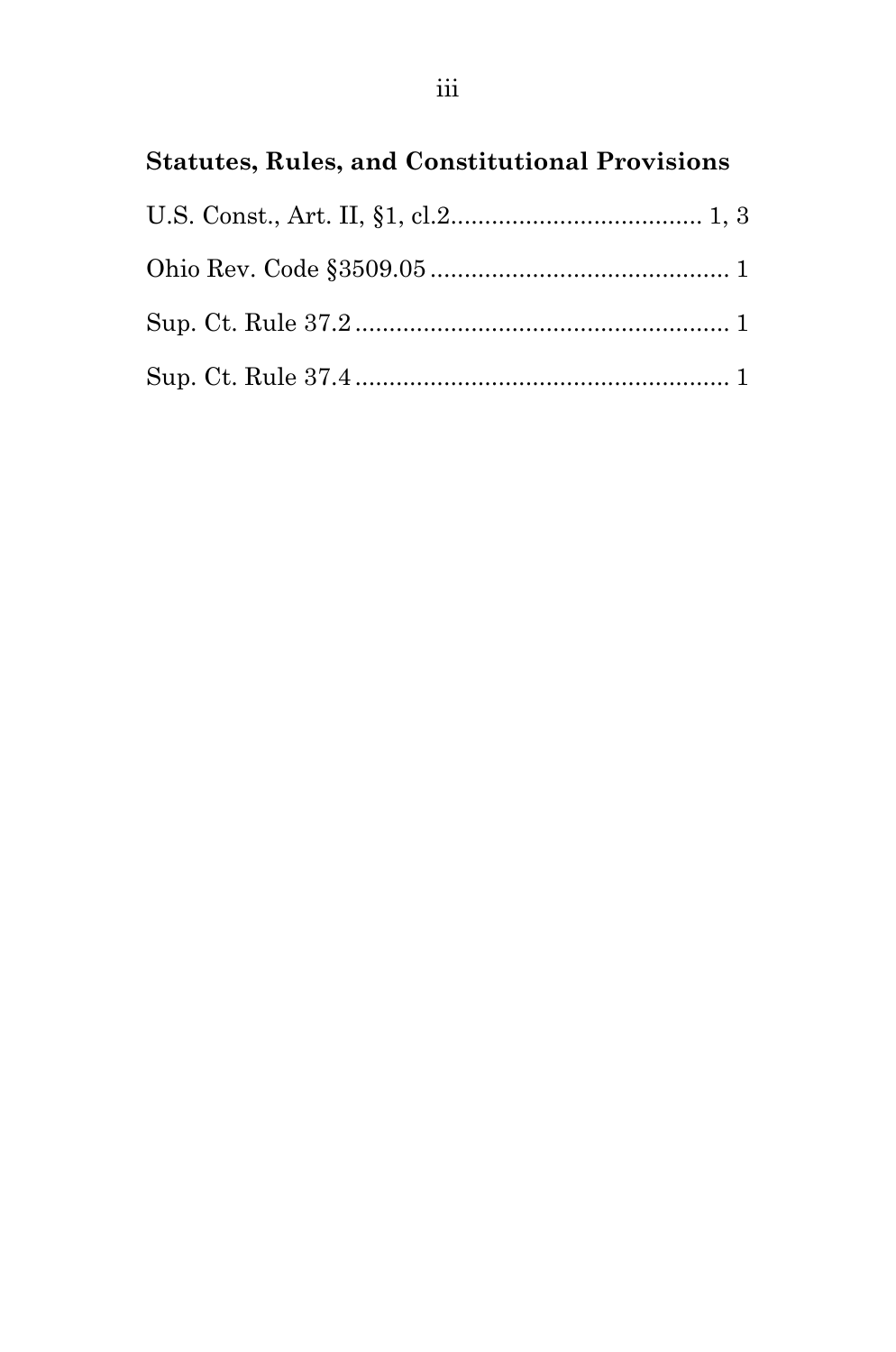**Statutes, Rules, and Constitutional Provisions**

U.S. Const., Art. II, §1, cl.2.................................... 1, 3

Ohio Rev. Code §3509.05 ........................................... 1

Sup. Ct. Rule 37.2 ...................................................... 1

Sup. Ct. Rule 37.4 ...................................................... 1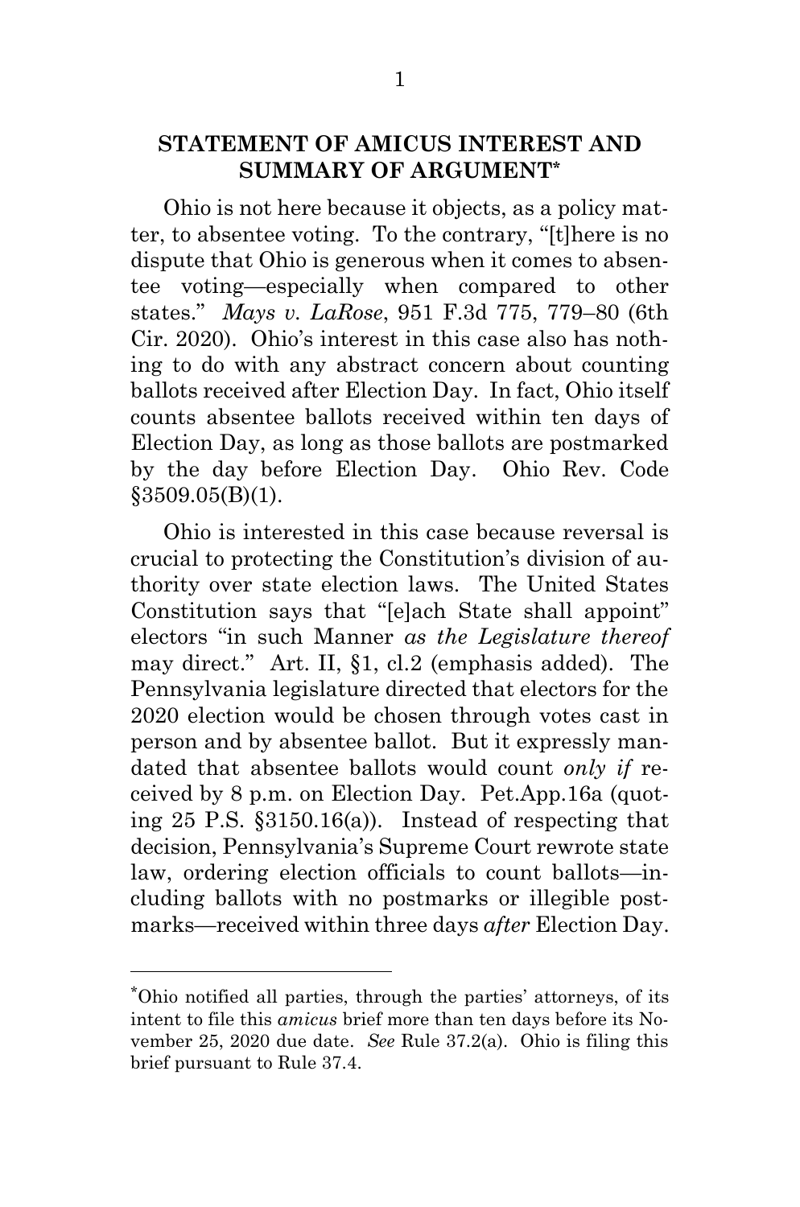## STATEMENT OF AMICUS INTEREST AND SUMMARY OF ARGUMENT*

Ohio is not here because it objects, as a policy matter, to absentee voting. To the contrary, "[t]here is no dispute that Ohio is generous when it comes to absentee voting—especially when compared to other states." *Mays v. LaRose*, 951 F.3d 775, 779–80 (6th Cir. 2020). Ohio's interest in this case also has nothing to do with any abstract concern about counting ballots received after Election Day. In fact, Ohio itself counts absentee ballots received within ten days of Election Day, as long as those ballots are postmarked by the day before Election Day. Ohio Rev. Code §3509.05(B)(1).

Ohio is interested in this case because reversal is crucial to protecting the Constitution's division of authority over state election laws. The United States Constitution says that "[e]ach State shall appoint" electors "in such Manner *as the Legislature thereof* may direct." Art. II, §1, cl.2 (emphasis added). The Pennsylvania legislature directed that electors for the 2020 election would be chosen through votes cast in person and by absentee ballot. But it expressly mandated that absentee ballots would count *only if* received by 8 p.m. on Election Day. Pet.App.16a (quoting 25 P.S. §3150.16(a)). Instead of respecting that decision, Pennsylvania's Supreme Court rewrote state law, ordering election officials to count ballots—including ballots with no postmarks or illegible postmarks—received within three days *after* Election Day.

---

*Ohio notified all parties, through the parties' attorneys, of its intent to file this *amicus* brief more than ten days before its November 25, 2020 due date. *See* Rule 37.2(a). Ohio is filing this brief pursuant to Rule 37.4.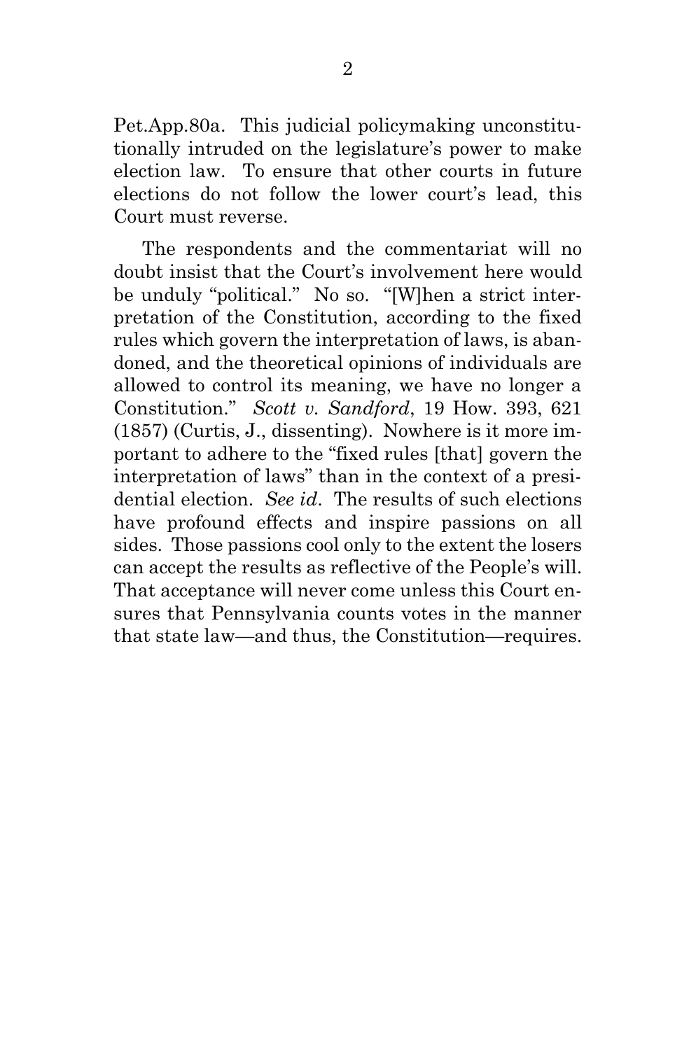Pet.App.80a. This judicial policymaking unconstitutionally intruded on the legislature's power to make election law. To ensure that other courts in future elections do not follow the lower court's lead, this Court must reverse.

The respondents and the commentariat will no doubt insist that the Court's involvement here would be unduly "political." No so. "[W]hen a strict interpretation of the Constitution, according to the fixed rules which govern the interpretation of laws, is abandoned, and the theoretical opinions of individuals are allowed to control its meaning, we have no longer a Constitution." *Scott v. Sandford*, 19 How. 393, 621 (1857) (Curtis, J., dissenting). Nowhere is it more important to adhere to the "fixed rules [that] govern the interpretation of laws" than in the context of a presidential election. *See id*. The results of such elections have profound effects and inspire passions on all sides. Those passions cool only to the extent the losers can accept the results as reflective of the People's will. That acceptance will never come unless this Court ensures that Pennsylvania counts votes in the manner that state law—and thus, the Constitution—requires.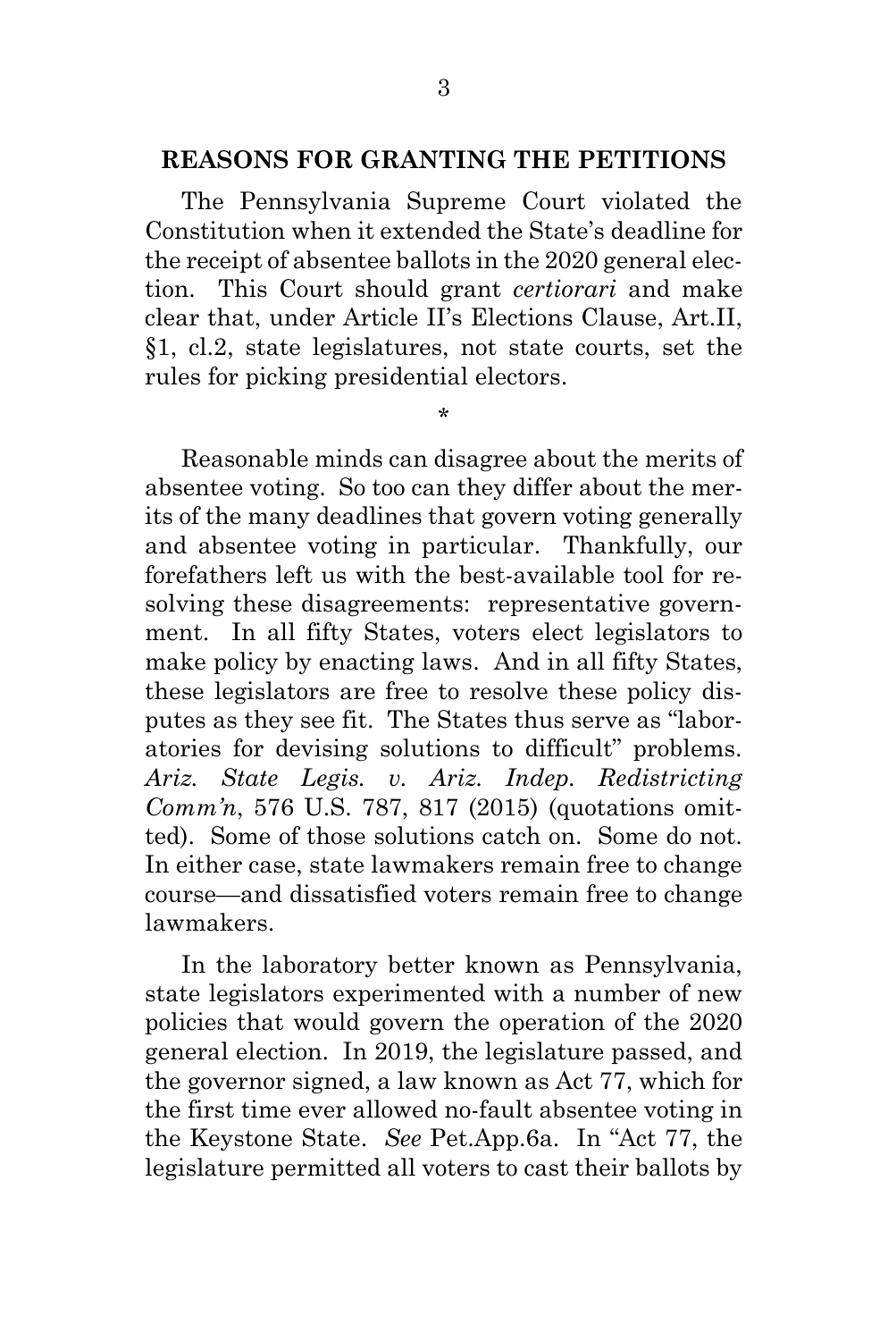## REASONS FOR GRANTING THE PETITIONS

The Pennsylvania Supreme Court violated the Constitution when it extended the State's deadline for the receipt of absentee ballots in the 2020 general election. This Court should grant *certiorari* and make clear that, under Article II's Elections Clause, Art.II, §1, cl.2, state legislatures, not state courts, set the rules for picking presidential electors.

\*

Reasonable minds can disagree about the merits of absentee voting. So too can they differ about the merits of the many deadlines that govern voting generally and absentee voting in particular. Thankfully, our forefathers left us with the best-available tool for resolving these disagreements: representative government. In all fifty States, voters elect legislators to make policy by enacting laws. And in all fifty States, these legislators are free to resolve these policy disputes as they see fit. The States thus serve as "laboratories for devising solutions to difficult" problems. *Ariz. State Legis. v. Ariz. Indep. Redistricting Comm'n*, 576 U.S. 787, 817 (2015) (quotations omitted). Some of those solutions catch on. Some do not. In either case, state lawmakers remain free to change course—and dissatisfied voters remain free to change lawmakers.

In the laboratory better known as Pennsylvania, state legislators experimented with a number of new policies that would govern the operation of the 2020 general election. In 2019, the legislature passed, and the governor signed, a law known as Act 77, which for the first time ever allowed no-fault absentee voting in the Keystone State. *See* Pet.App.6a. In "Act 77, the legislature permitted all voters to cast their ballots by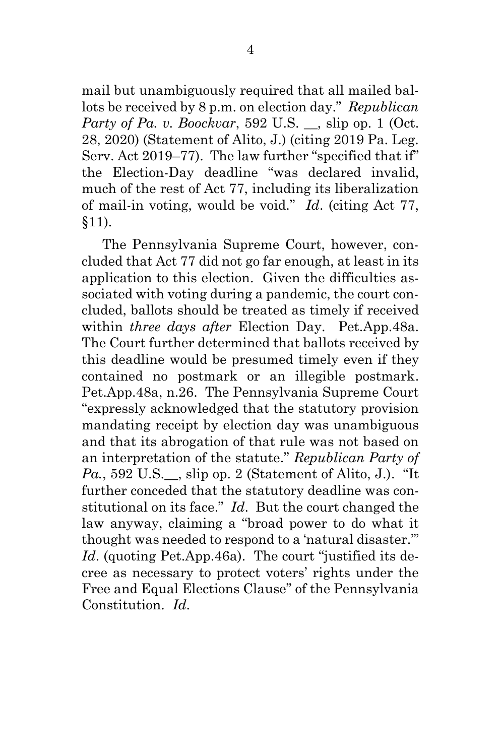mail but unambiguously required that all mailed ballots be received by 8 p.m. on election day." *Republican Party of Pa. v. Boockvar*, 592 U.S. __, slip op. 1 (Oct. 28, 2020) (Statement of Alito, J.) (citing 2019 Pa. Leg. Serv. Act 2019–77). The law further "specified that if" the Election-Day deadline "was declared invalid, much of the rest of Act 77, including its liberalization of mail-in voting, would be void." *Id*. (citing Act 77, §11).

The Pennsylvania Supreme Court, however, concluded that Act 77 did not go far enough, at least in its application to this election. Given the difficulties associated with voting during a pandemic, the court concluded, ballots should be treated as timely if received within *three days after* Election Day. Pet.App.48a. The Court further determined that ballots received by this deadline would be presumed timely even if they contained no postmark or an illegible postmark. Pet.App.48a, n.26. The Pennsylvania Supreme Court "expressly acknowledged that the statutory provision mandating receipt by election day was unambiguous and that its abrogation of that rule was not based on an interpretation of the statute." *Republican Party of Pa.*, 592 U.S.__, slip op. 2 (Statement of Alito, J.). "It further conceded that the statutory deadline was constitutional on its face." *Id*. But the court changed the law anyway, claiming a "broad power to do what it thought was needed to respond to a 'natural disaster.'" *Id*. (quoting Pet.App.46a). The court "justified its decree as necessary to protect voters' rights under the Free and Equal Elections Clause" of the Pennsylvania Constitution. *Id*.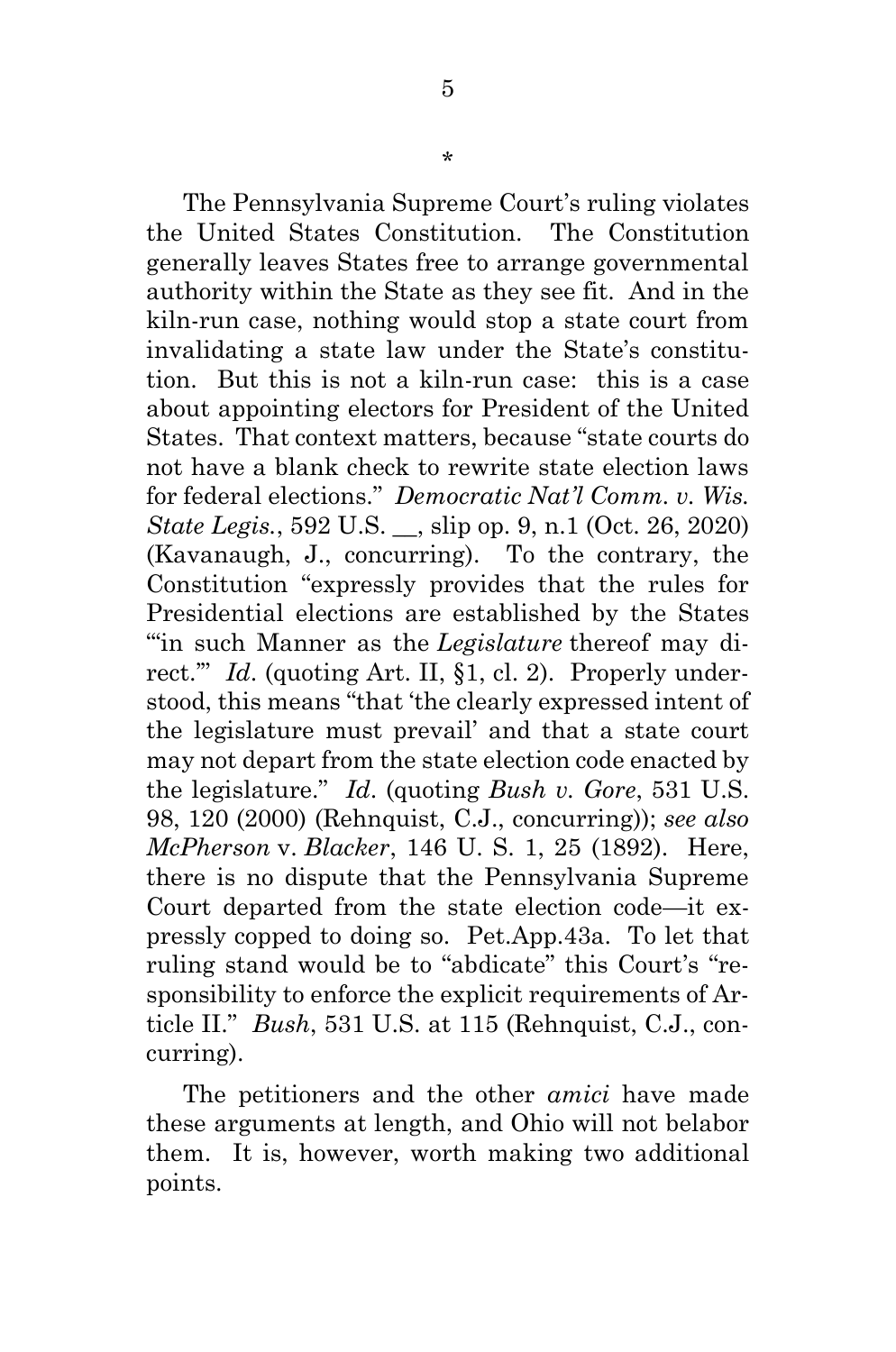\*

The Pennsylvania Supreme Court's ruling violates the United States Constitution. The Constitution generally leaves States free to arrange governmental authority within the State as they see fit. And in the kiln-run case, nothing would stop a state court from invalidating a state law under the State's constitution. But this is not a kiln-run case: this is a case about appointing electors for President of the United States. That context matters, because "state courts do not have a blank check to rewrite state election laws for federal elections." *Democratic Nat'l Comm. v. Wis. State Legis.*, 592 U.S. __, slip op. 9, n.1 (Oct. 26, 2020) (Kavanaugh, J., concurring). To the contrary, the Constitution "expressly provides that the rules for Presidential elections are established by the States "'in such Manner as the *Legislature* thereof may direct.'" *Id*. (quoting Art. II, §1, cl. 2). Properly understood, this means "that 'the clearly expressed intent of the legislature must prevail' and that a state court may not depart from the state election code enacted by the legislature." *Id*. (quoting *Bush v. Gore*, 531 U.S. 98, 120 (2000) (Rehnquist, C.J., concurring)); *see also McPherson* v. *Blacker*, 146 U. S. 1, 25 (1892). Here, there is no dispute that the Pennsylvania Supreme Court departed from the state election code—it expressly copped to doing so. Pet.App.43a. To let that ruling stand would be to "abdicate" this Court's "responsibility to enforce the explicit requirements of Article II." *Bush*, 531 U.S. at 115 (Rehnquist, C.J., concurring).

The petitioners and the other *amici* have made these arguments at length, and Ohio will not belabor them. It is, however, worth making two additional points.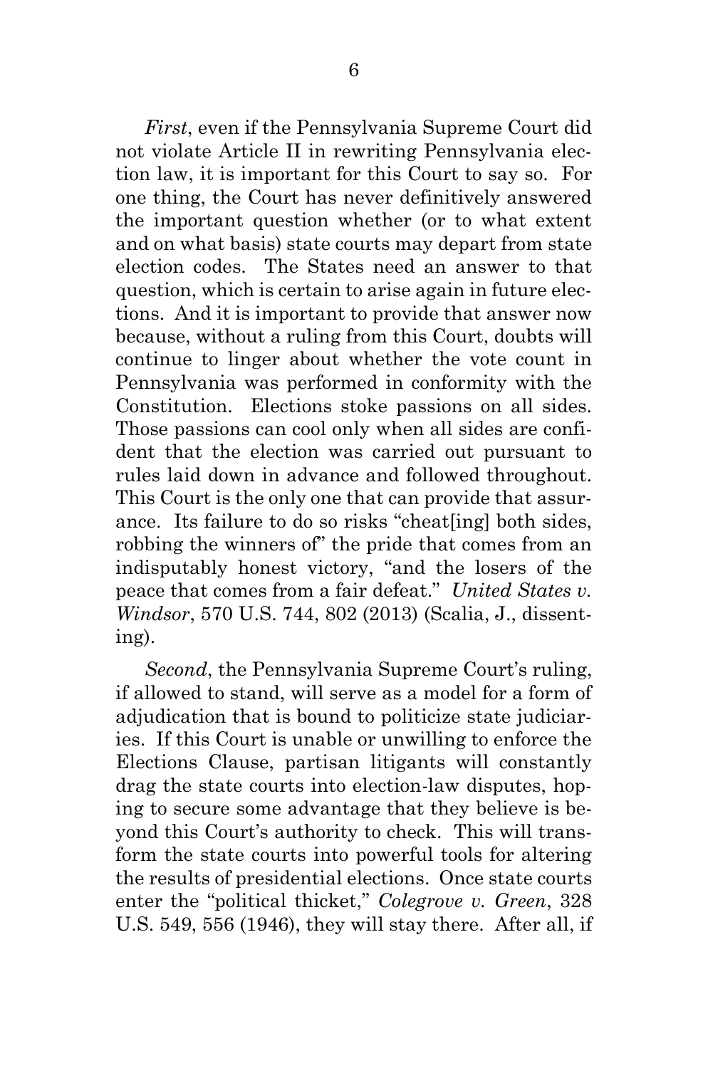*First*, even if the Pennsylvania Supreme Court did not violate Article II in rewriting Pennsylvania election law, it is important for this Court to say so. For one thing, the Court has never definitively answered the important question whether (or to what extent and on what basis) state courts may depart from state election codes. The States need an answer to that question, which is certain to arise again in future elections. And it is important to provide that answer now because, without a ruling from this Court, doubts will continue to linger about whether the vote count in Pennsylvania was performed in conformity with the Constitution. Elections stoke passions on all sides. Those passions can cool only when all sides are confident that the election was carried out pursuant to rules laid down in advance and followed throughout. This Court is the only one that can provide that assurance. Its failure to do so risks "cheat[ing] both sides, robbing the winners of" the pride that comes from an indisputably honest victory, "and the losers of the peace that comes from a fair defeat." *United States v. Windsor*, 570 U.S. 744, 802 (2013) (Scalia, J., dissenting).

*Second*, the Pennsylvania Supreme Court's ruling, if allowed to stand, will serve as a model for a form of adjudication that is bound to politicize state judiciaries. If this Court is unable or unwilling to enforce the Elections Clause, partisan litigants will constantly drag the state courts into election-law disputes, hoping to secure some advantage that they believe is beyond this Court's authority to check. This will transform the state courts into powerful tools for altering the results of presidential elections. Once state courts enter the "political thicket," *Colegrove v. Green*, 328 U.S. 549, 556 (1946), they will stay there. After all, if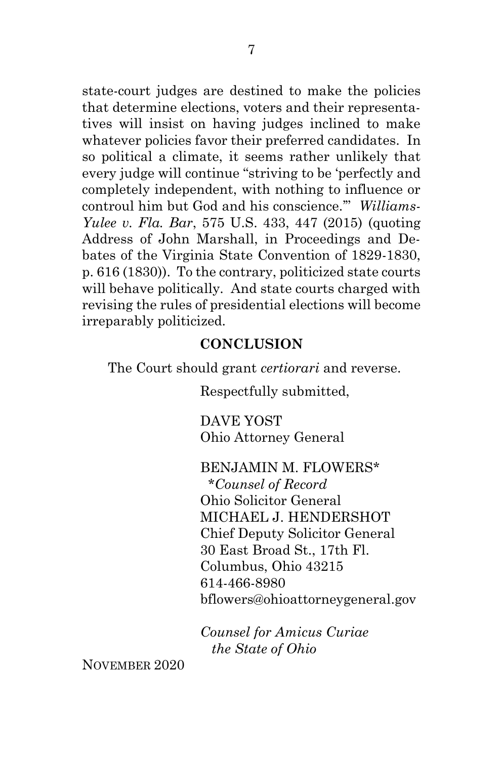state-court judges are destined to make the policies that determine elections, voters and their representatives will insist on having judges inclined to make whatever policies favor their preferred candidates. In so political a climate, it seems rather unlikely that every judge will continue "striving to be 'perfectly and completely independent, with nothing to influence or controul him but God and his conscience.'" *Williams-Yulee v. Fla. Bar*, 575 U.S. 433, 447 (2015) (quoting Address of John Marshall, in Proceedings and Debates of the Virginia State Convention of 1829-1830, p. 616 (1830)). To the contrary, politicized state courts will behave politically. And state courts charged with revising the rules of presidential elections will become irreparably politicized.

## CONCLUSION

The Court should grant *certiorari* and reverse.

Respectfully submitted,

DAVE YOST
Ohio Attorney General

BENJAMIN M. FLOWERS*
*\*Counsel of Record*
Ohio Solicitor General
MICHAEL J. HENDERSHOT
Chief Deputy Solicitor General
30 East Broad St., 17th Fl.
Columbus, Ohio 43215
614-466-8980
bflowers@ohioattorneygeneral.gov

*Counsel for Amicus Curiae the State of Ohio*

NOVEMBER 2020